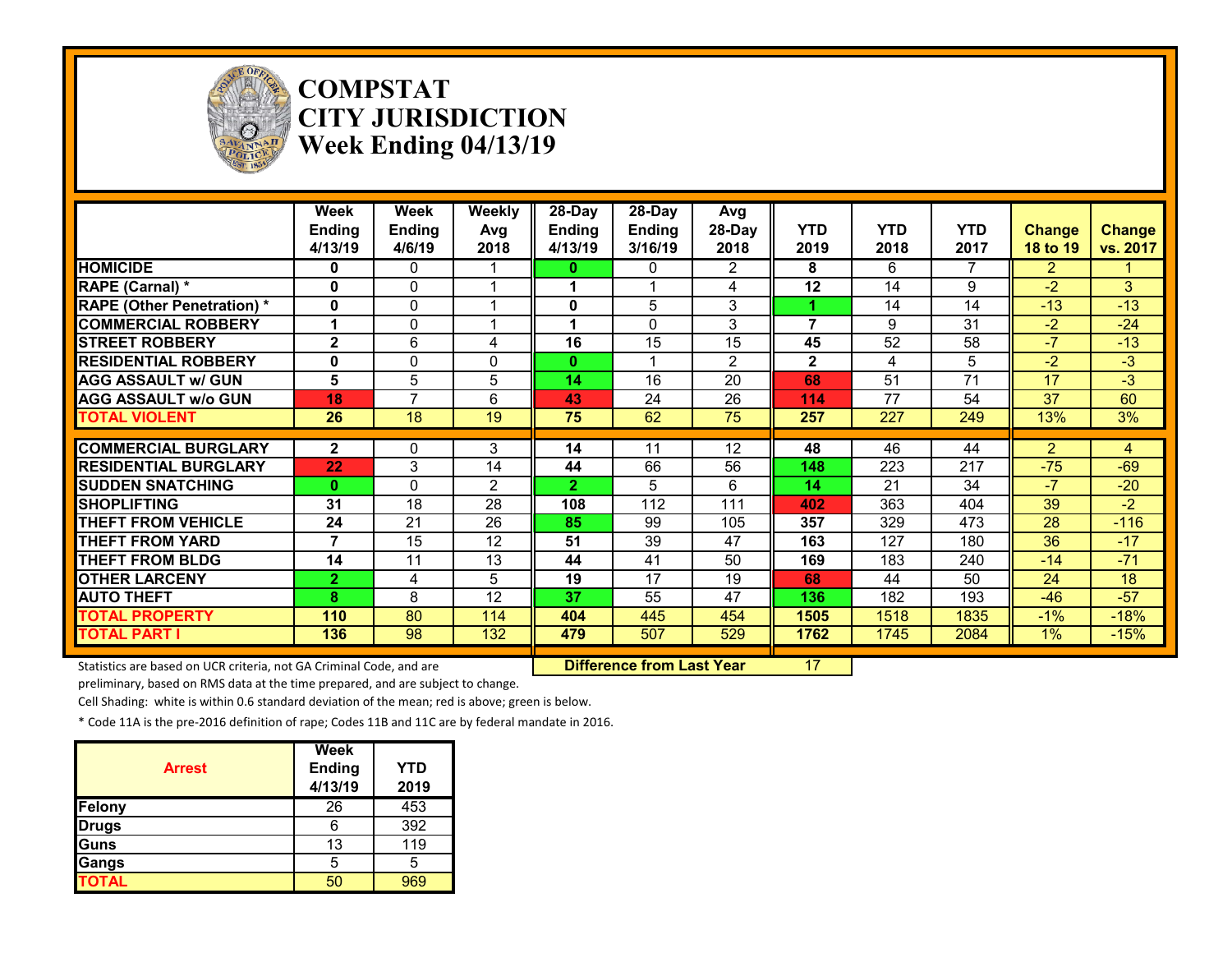# COMPSTAT
# CITY JURISDICTION
# Week Ending 04/13/19

| | Week Ending 4/13/19 | Week Ending 4/6/19 | Weekly Avg 2018 | 28-Day Ending 4/13/19 | 28-Day Ending 3/16/19 | Avg 28-Day 2018 | YTD 2019 | YTD 2018 | YTD 2017 | Change 18 to 19 | Change vs. 2017 |
|---|---|---|---|---|---|---|---|---|---|---|---|
| HOMICIDE | 0 | 0 | 1 | 0 | 0 | 2 | 8 | 6 | 7 | 2 | 1 |
| RAPE (Carnal) * | 0 | 0 | 1 | 1 | 1 | 4 | 12 | 14 | 9 | -2 | 3 |
| RAPE (Other Penetration) * | 0 | 0 | 1 | 0 | 5 | 3 | 1 | 14 | 14 | -13 | -13 |
| COMMERCIAL ROBBERY | 1 | 0 | 1 | 1 | 0 | 3 | 7 | 9 | 31 | -2 | -24 |
| STREET ROBBERY | 2 | 6 | 4 | 16 | 15 | 15 | 45 | 52 | 58 | -7 | -13 |
| RESIDENTIAL ROBBERY | 0 | 0 | 0 | 0 | 1 | 2 | 2 | 4 | 5 | -2 | -3 |
| AGG ASSAULT w/ GUN | 5 | 5 | 5 | 14 | 16 | 20 | 68 | 51 | 71 | 17 | -3 |
| AGG ASSAULT w/o GUN | 18 | 7 | 6 | 43 | 24 | 26 | 114 | 77 | 54 | 37 | 60 |
| TOTAL VIOLENT | 26 | 18 | 19 | 75 | 62 | 75 | 257 | 227 | 249 | 13% | 3% |
| COMMERCIAL BURGLARY | 2 | 0 | 3 | 14 | 11 | 12 | 48 | 46 | 44 | 2 | 4 |
| RESIDENTIAL BURGLARY | 22 | 3 | 14 | 44 | 66 | 56 | 148 | 223 | 217 | -75 | -69 |
| SUDDEN SNATCHING | 0 | 0 | 2 | 2 | 5 | 6 | 14 | 21 | 34 | -7 | -20 |
| SHOPLIFTING | 31 | 18 | 28 | 108 | 112 | 111 | 402 | 363 | 404 | 39 | -2 |
| THEFT FROM VEHICLE | 24 | 21 | 26 | 85 | 99 | 105 | 357 | 329 | 473 | 28 | -116 |
| THEFT FROM YARD | 7 | 15 | 12 | 51 | 39 | 47 | 163 | 127 | 180 | 36 | -17 |
| THEFT FROM BLDG | 14 | 11 | 13 | 44 | 41 | 50 | 169 | 183 | 240 | -14 | -71 |
| OTHER LARCENY | 2 | 4 | 5 | 19 | 17 | 19 | 68 | 44 | 50 | 24 | 18 |
| AUTO THEFT | 8 | 8 | 12 | 37 | 55 | 47 | 136 | 182 | 193 | -46 | -57 |
| TOTAL PROPERTY | 110 | 80 | 114 | 404 | 445 | 454 | 1505 | 1518 | 1835 | -1% | -18% |
| TOTAL PART I | 136 | 98 | 132 | 479 | 507 | 529 | 1762 | 1745 | 2084 | 1% | -15% |

**Difference from Last Year**: 17

Statistics are based on UCR criteria, not GA Criminal Code, and are preliminary, based on RMS data at the time prepared, and are subject to change.

Cell Shading: white is within 0.6 standard deviation of the mean; red is above; green is below.

* Code 11A is the pre-2016 definition of rape; Codes 11B and 11C are by federal mandate in 2016.

| Arrest | Week Ending 4/13/19 | YTD 2019 |
|---|---|---|
| Felony | 26 | 453 |
| Drugs | 6 | 392 |
| Guns | 13 | 119 |
| Gangs | 5 | 5 |
| TOTAL | 50 | 969 |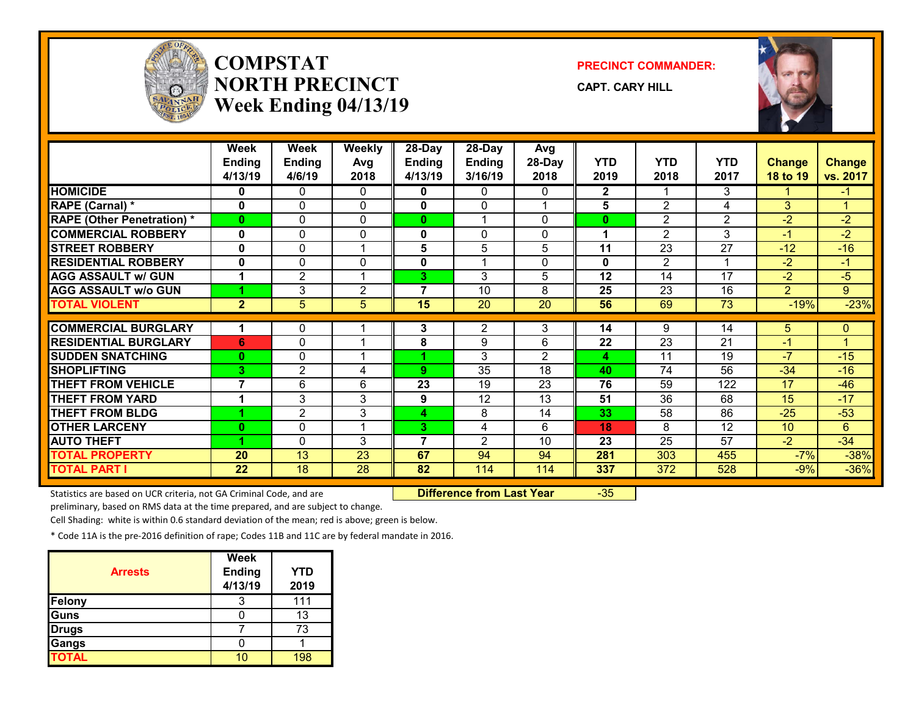# COMPSTAT NORTH PRECINCT
## Week Ending 04/13/19

**PRECINCT COMMANDER:**

**CAPT. CARY HILL**

| | Week Ending 4/13/19 | Week Ending 4/6/19 | Weekly Avg 2018 | 28-Day Ending 4/13/19 | 28-Day Ending 3/16/19 | Avg 28-Day 2018 | YTD 2019 | YTD 2018 | YTD 2017 | Change 18 to 19 | Change vs. 2017 |
|---|---|---|---|---|---|---|---|---|---|---|---|
| HOMICIDE | 0 | 0 | 0 | 0 | 0 | 0 | 2 | 1 | 3 | 1 | -1 |
| RAPE (Carnal) * | 0 | 0 | 0 | 0 | 0 | 1 | 5 | 2 | 4 | 3 | 1 |
| RAPE (Other Penetration) * | 0 | 0 | 0 | 0 | 1 | 0 | 0 | 2 | 2 | -2 | -2 |
| COMMERCIAL ROBBERY | 0 | 0 | 0 | 0 | 0 | 0 | 1 | 2 | 3 | -1 | -2 |
| STREET ROBBERY | 0 | 0 | 1 | 5 | 5 | 5 | 11 | 23 | 27 | -12 | -16 |
| RESIDENTIAL ROBBERY | 0 | 0 | 0 | 0 | 1 | 0 | 0 | 2 | 1 | -2 | -1 |
| AGG ASSAULT w/ GUN | 1 | 2 | 1 | 3 | 3 | 5 | 12 | 14 | 17 | -2 | -5 |
| AGG ASSAULT w/o GUN | 1 | 3 | 2 | 7 | 10 | 8 | 25 | 23 | 16 | 2 | 9 |
| TOTAL VIOLENT | 2 | 5 | 5 | 15 | 20 | 20 | 56 | 69 | 73 | -19% | -23% |
| COMMERCIAL BURGLARY | 1 | 0 | 1 | 3 | 2 | 3 | 14 | 9 | 14 | 5 | 0 |
| RESIDENTIAL BURGLARY | 6 | 0 | 1 | 8 | 9 | 6 | 22 | 23 | 21 | -1 | 1 |
| SUDDEN SNATCHING | 0 | 0 | 1 | 1 | 3 | 2 | 4 | 11 | 19 | -7 | -15 |
| SHOPLIFTING | 3 | 2 | 4 | 9 | 35 | 18 | 40 | 74 | 56 | -34 | -16 |
| THEFT FROM VEHICLE | 7 | 6 | 6 | 23 | 19 | 23 | 76 | 59 | 122 | 17 | -46 |
| THEFT FROM YARD | 1 | 3 | 3 | 9 | 12 | 13 | 51 | 36 | 68 | 15 | -17 |
| THEFT FROM BLDG | 1 | 2 | 3 | 4 | 8 | 14 | 33 | 58 | 86 | -25 | -53 |
| OTHER LARCENY | 0 | 0 | 1 | 3 | 4 | 6 | 18 | 8 | 12 | 10 | 6 |
| AUTO THEFT | 1 | 0 | 3 | 7 | 2 | 10 | 23 | 25 | 57 | -2 | -34 |
| TOTAL PROPERTY | 20 | 13 | 23 | 67 | 94 | 94 | 281 | 303 | 455 | -7% | -38% |
| TOTAL PART I | 22 | 18 | 28 | 82 | 114 | 114 | 337 | 372 | 528 | -9% | -36% |

**Difference from Last Year** -35

Statistics are based on UCR criteria, not GA Criminal Code, and are preliminary, based on RMS data at the time prepared, and are subject to change.

Cell Shading: white is within 0.6 standard deviation of the mean; red is above; green is below.

* Code 11A is the pre-2016 definition of rape; Codes 11B and 11C are by federal mandate in 2016.

| Arrests | Week Ending 4/13/19 | YTD 2019 |
|---|---|---|
| Felony | 3 | 111 |
| Guns | 0 | 13 |
| Drugs | 7 | 73 |
| Gangs | 0 | 1 |
| TOTAL | 10 | 198 |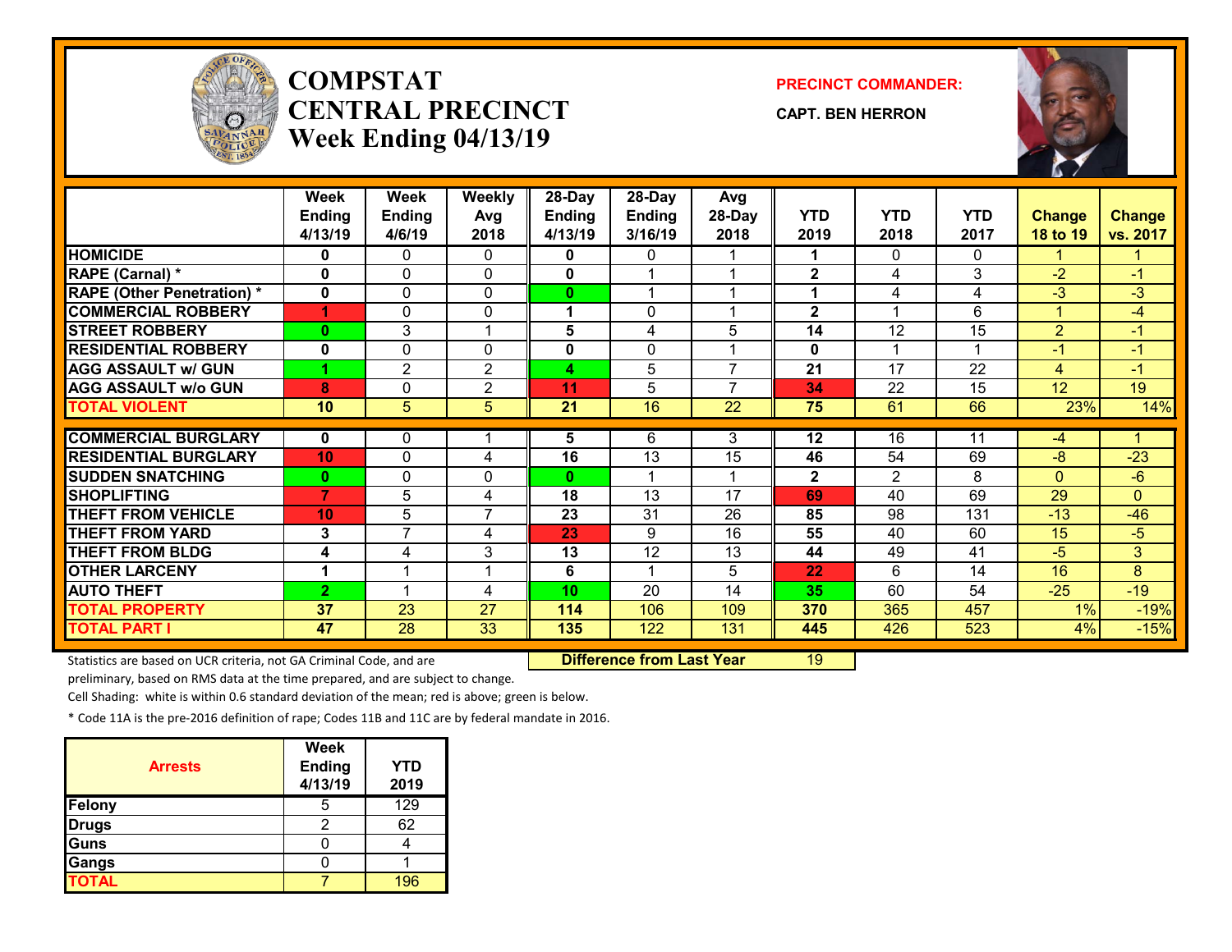# COMPSTAT CENTRAL PRECINCT Week Ending 04/13/19

**PRECINCT COMMANDER:**

**CAPT. BEN HERRON**

| | Week Ending 4/13/19 | Week Ending 4/6/19 | Weekly Avg 2018 | 28-Day Ending 4/13/19 | 28-Day Ending 3/16/19 | Avg 28-Day 2018 | YTD 2019 | YTD 2018 | YTD 2017 | Change 18 to 19 | Change vs. 2017 |
|---|---|---|---|---|---|---|---|---|---|---|---|
| HOMICIDE | 0 | 0 | 0 | 0 | 0 | 1 | 1 | 0 | 0 | 1 | 1 |
| RAPE (Carnal) * | 0 | 0 | 0 | 0 | 1 | 1 | 2 | 4 | 3 | -2 | -1 |
| RAPE (Other Penetration) * | 0 | 0 | 0 | 0 | 1 | 1 | 1 | 4 | 4 | -3 | -3 |
| COMMERCIAL ROBBERY | 1 | 0 | 0 | 1 | 0 | 1 | 2 | 1 | 6 | 1 | -4 |
| STREET ROBBERY | 0 | 3 | 1 | 5 | 4 | 5 | 14 | 12 | 15 | 2 | -1 |
| RESIDENTIAL ROBBERY | 0 | 0 | 0 | 0 | 0 | 1 | 0 | 1 | 1 | -1 | -1 |
| AGG ASSAULT w/ GUN | 1 | 2 | 2 | 4 | 5 | 7 | 21 | 17 | 22 | 4 | -1 |
| AGG ASSAULT w/o GUN | 8 | 0 | 2 | 11 | 5 | 7 | 34 | 22 | 15 | 12 | 19 |
| TOTAL VIOLENT | 10 | 5 | 5 | 21 | 16 | 22 | 75 | 61 | 66 | 23% | 14% |
| COMMERCIAL BURGLARY | 0 | 0 | 1 | 5 | 6 | 3 | 12 | 16 | 11 | -4 | 1 |
| RESIDENTIAL BURGLARY | 10 | 0 | 4 | 16 | 13 | 15 | 46 | 54 | 69 | -8 | -23 |
| SUDDEN SNATCHING | 0 | 0 | 0 | 0 | 1 | 1 | 2 | 2 | 8 | 0 | -6 |
| SHOPLIFTING | 7 | 5 | 4 | 18 | 13 | 17 | 69 | 40 | 69 | 29 | 0 |
| THEFT FROM VEHICLE | 10 | 5 | 7 | 23 | 31 | 26 | 85 | 98 | 131 | -13 | -46 |
| THEFT FROM YARD | 3 | 7 | 4 | 23 | 9 | 16 | 55 | 40 | 60 | 15 | -5 |
| THEFT FROM BLDG | 4 | 4 | 3 | 13 | 12 | 13 | 44 | 49 | 41 | -5 | 3 |
| OTHER LARCENY | 1 | 1 | 1 | 6 | 1 | 5 | 22 | 6 | 14 | 16 | 8 |
| AUTO THEFT | 2 | 1 | 4 | 10 | 20 | 14 | 35 | 60 | 54 | -25 | -19 |
| TOTAL PROPERTY | 37 | 23 | 27 | 114 | 106 | 109 | 370 | 365 | 457 | 1% | -19% |
| TOTAL PART I | 47 | 28 | 33 | 135 | 122 | 131 | 445 | 426 | 523 | 4% | -15% |

**Difference from Last Year** 19

Statistics are based on UCR criteria, not GA Criminal Code, and are preliminary, based on RMS data at the time prepared, and are subject to change.

Cell Shading: white is within 0.6 standard deviation of the mean; red is above; green is below.

* Code 11A is the pre-2016 definition of rape; Codes 11B and 11C are by federal mandate in 2016.

| Arrests | Week Ending 4/13/19 | YTD 2019 |
|---|---|---|
| Felony | 5 | 129 |
| Drugs | 2 | 62 |
| Guns | 0 | 4 |
| Gangs | 0 | 1 |
| TOTAL | 7 | 196 |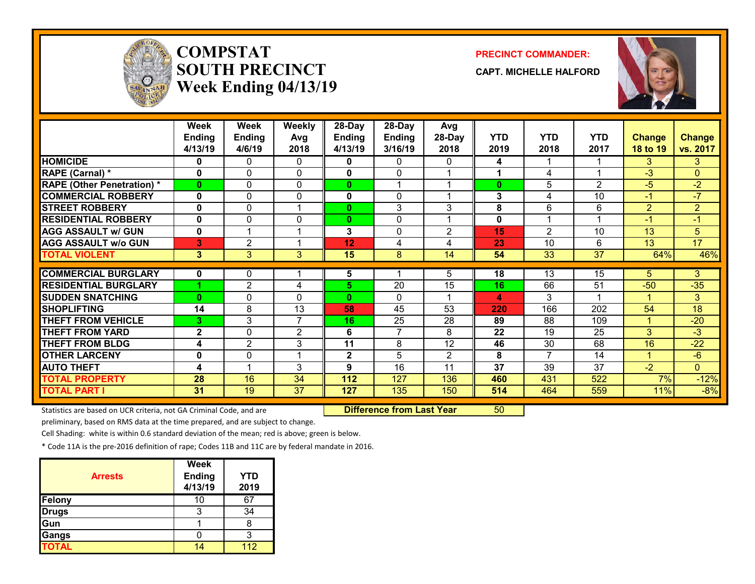# COMPSTAT
# SOUTH PRECINCT
# Week Ending 04/13/19

**PRECINCT COMMANDER:**

**CAPT. MICHELLE HALFORD**

| | Week Ending 4/13/19 | Week Ending 4/6/19 | Weekly Avg 2018 | 28-Day Ending 4/13/19 | 28-Day Ending 3/16/19 | Avg 28-Day 2018 | YTD 2019 | YTD 2018 | YTD 2017 | Change 18 to 19 | Change vs. 2017 |
|---|---|---|---|---|---|---|---|---|---|---|---|
| HOMICIDE | 0 | 0 | 0 | 0 | 0 | 0 | 4 | 1 | 1 | 3 | 3 |
| RAPE (Carnal) * | 0 | 0 | 0 | 0 | 0 | 1 | 1 | 4 | 1 | -3 | 0 |
| RAPE (Other Penetration) * | 0 | 0 | 0 | 0 | 1 | 1 | 0 | 5 | 2 | -5 | -2 |
| COMMERCIAL ROBBERY | 0 | 0 | 0 | 0 | 0 | 1 | 3 | 4 | 10 | -1 | -7 |
| STREET ROBBERY | 0 | 0 | 1 | 0 | 3 | 3 | 8 | 6 | 6 | 2 | 2 |
| RESIDENTIAL ROBBERY | 0 | 0 | 0 | 0 | 0 | 1 | 0 | 1 | 1 | -1 | -1 |
| AGG ASSAULT w/ GUN | 0 | 1 | 1 | 3 | 0 | 2 | 15 | 2 | 10 | 13 | 5 |
| AGG ASSAULT w/o GUN | 3 | 2 | 1 | 12 | 4 | 4 | 23 | 10 | 6 | 13 | 17 |
| TOTAL VIOLENT | 3 | 3 | 3 | 15 | 8 | 14 | 54 | 33 | 37 | 64% | 46% |
| COMMERCIAL BURGLARY | 0 | 0 | 1 | 5 | 1 | 5 | 18 | 13 | 15 | 5 | 3 |
| RESIDENTIAL BURGLARY | 1 | 2 | 4 | 5 | 20 | 15 | 16 | 66 | 51 | -50 | -35 |
| SUDDEN SNATCHING | 0 | 0 | 0 | 0 | 0 | 1 | 4 | 3 | 1 | 1 | 3 |
| SHOPLIFTING | 14 | 8 | 13 | 58 | 45 | 53 | 220 | 166 | 202 | 54 | 18 |
| THEFT FROM VEHICLE | 3 | 3 | 7 | 16 | 25 | 28 | 89 | 88 | 109 | 1 | -20 |
| THEFT FROM YARD | 2 | 0 | 2 | 6 | 7 | 8 | 22 | 19 | 25 | 3 | -3 |
| THEFT FROM BLDG | 4 | 2 | 3 | 11 | 8 | 12 | 46 | 30 | 68 | 16 | -22 |
| OTHER LARCENY | 0 | 0 | 1 | 2 | 5 | 2 | 8 | 7 | 14 | 1 | -6 |
| AUTO THEFT | 4 | 1 | 3 | 9 | 16 | 11 | 37 | 39 | 37 | -2 | 0 |
| TOTAL PROPERTY | 28 | 16 | 34 | 112 | 127 | 136 | 460 | 431 | 522 | 7% | -12% |
| TOTAL PART I | 31 | 19 | 37 | 127 | 135 | 150 | 514 | 464 | 559 | 11% | -8% |

**Difference from Last Year** 50

Statistics are based on UCR criteria, not GA Criminal Code, and are preliminary, based on RMS data at the time prepared, and are subject to change.

Cell Shading: white is within 0.6 standard deviation of the mean; red is above; green is below.

* Code 11A is the pre-2016 definition of rape; Codes 11B and 11C are by federal mandate in 2016.

| Arrests | Week Ending 4/13/19 | YTD 2019 |
|---|---|---|
| Felony | 10 | 67 |
| Drugs | 3 | 34 |
| Gun | 1 | 8 |
| Gangs | 0 | 3 |
| TOTAL | 14 | 112 |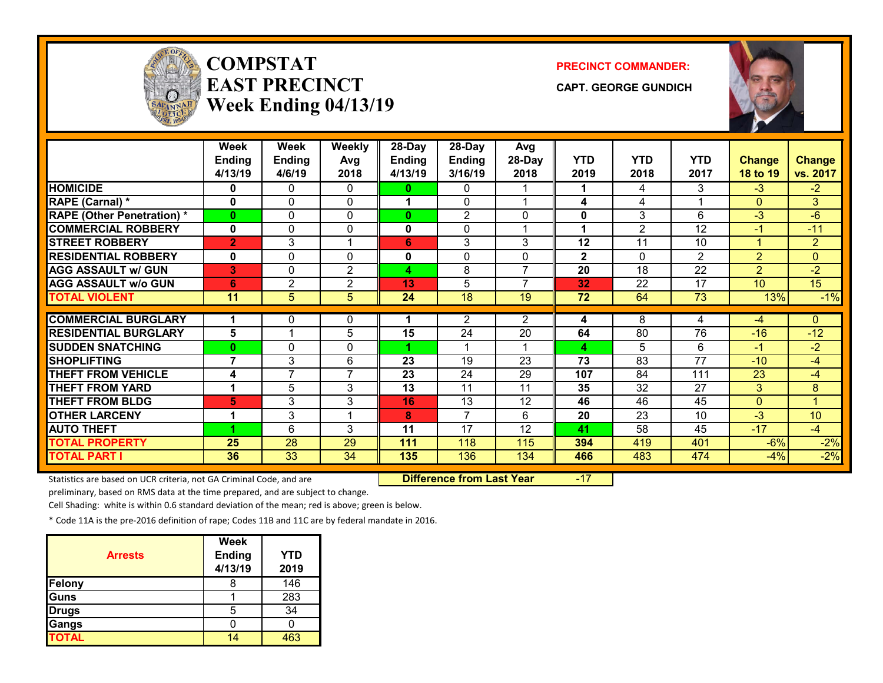# COMPSTAT
# EAST PRECINCT
# Week Ending 04/13/19

**PRECINCT COMMANDER:**

**CAPT. GEORGE GUNDICH**

| | Week Ending 4/13/19 | Week Ending 4/6/19 | Weekly Avg 2018 | 28-Day Ending 4/13/19 | 28-Day Ending 3/16/19 | Avg 28-Day 2018 | YTD 2019 | YTD 2018 | YTD 2017 | Change 18 to 19 | Change vs. 2017 |
|---|---|---|---|---|---|---|---|---|---|---|---|
| HOMICIDE | 0 | 0 | 0 | 0 | 0 | 1 | 1 | 4 | 3 | -3 | -2 |
| RAPE (Carnal) * | 0 | 0 | 0 | 1 | 0 | 1 | 4 | 4 | 1 | 0 | 3 |
| RAPE (Other Penetration) * | 0 | 0 | 0 | 0 | 2 | 0 | 0 | 3 | 6 | -3 | -6 |
| COMMERCIAL ROBBERY | 0 | 0 | 0 | 0 | 0 | 1 | 1 | 2 | 12 | -1 | -11 |
| STREET ROBBERY | 2 | 3 | 1 | 6 | 3 | 3 | 12 | 11 | 10 | 1 | 2 |
| RESIDENTIAL ROBBERY | 0 | 0 | 0 | 0 | 0 | 0 | 2 | 0 | 2 | 2 | 0 |
| AGG ASSAULT w/ GUN | 3 | 0 | 2 | 4 | 8 | 7 | 20 | 18 | 22 | 2 | -2 |
| AGG ASSAULT w/o GUN | 6 | 2 | 2 | 13 | 5 | 7 | 32 | 22 | 17 | 10 | 15 |
| TOTAL VIOLENT | 11 | 5 | 5 | 24 | 18 | 19 | 72 | 64 | 73 | 13% | -1% |
| COMMERCIAL BURGLARY | 1 | 0 | 0 | 1 | 2 | 2 | 4 | 8 | 4 | -4 | 0 |
| RESIDENTIAL BURGLARY | 5 | 1 | 5 | 15 | 24 | 20 | 64 | 80 | 76 | -16 | -12 |
| SUDDEN SNATCHING | 0 | 0 | 0 | 1 | 1 | 1 | 4 | 5 | 6 | -1 | -2 |
| SHOPLIFTING | 7 | 3 | 6 | 23 | 19 | 23 | 73 | 83 | 77 | -10 | -4 |
| THEFT FROM VEHICLE | 4 | 7 | 7 | 23 | 24 | 29 | 107 | 84 | 111 | 23 | -4 |
| THEFT FROM YARD | 1 | 5 | 3 | 13 | 11 | 11 | 35 | 32 | 27 | 3 | 8 |
| THEFT FROM BLDG | 5 | 3 | 3 | 16 | 13 | 12 | 46 | 46 | 45 | 0 | 1 |
| OTHER LARCENY | 1 | 3 | 1 | 8 | 7 | 6 | 20 | 23 | 10 | -3 | 10 |
| AUTO THEFT | 1 | 6 | 3 | 11 | 17 | 12 | 41 | 58 | 45 | -17 | -4 |
| TOTAL PROPERTY | 25 | 28 | 29 | 111 | 118 | 115 | 394 | 419 | 401 | -6% | -2% |
| TOTAL PART I | 36 | 33 | 34 | 135 | 136 | 134 | 466 | 483 | 474 | -4% | -2% |

**Difference from Last Year** -17

Statistics are based on UCR criteria, not GA Criminal Code, and are preliminary, based on RMS data at the time prepared, and are subject to change.

Cell Shading: white is within 0.6 standard deviation of the mean; red is above; green is below.

* Code 11A is the pre-2016 definition of rape; Codes 11B and 11C are by federal mandate in 2016.

| Arrests | Week Ending 4/13/19 | YTD 2019 |
|---|---|---|
| Felony | 8 | 146 |
| Guns | 1 | 283 |
| Drugs | 5 | 34 |
| Gangs | 0 | 0 |
| TOTAL | 14 | 463 |